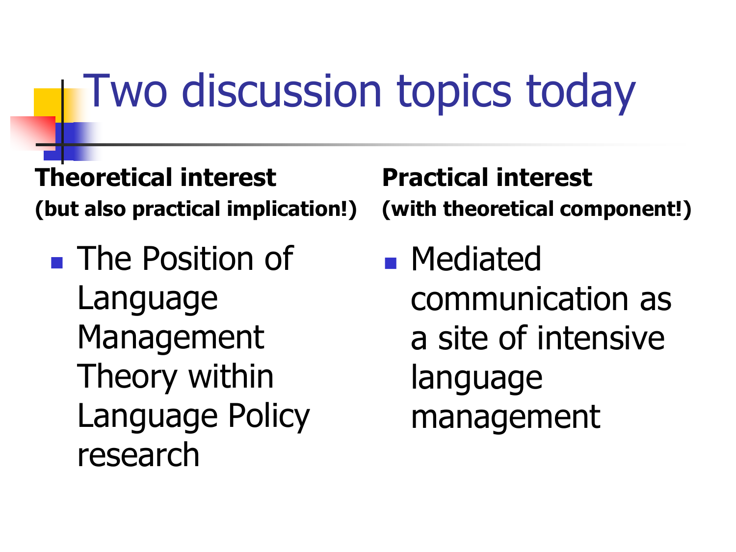# Two discussion topics today

**Theoretical interest**
**(but also practical implication!)**

- The Position of Language Management Theory within Language Policy research

**Practical interest**
**(with theoretical component!)**

- Mediated communication as a site of intensive language management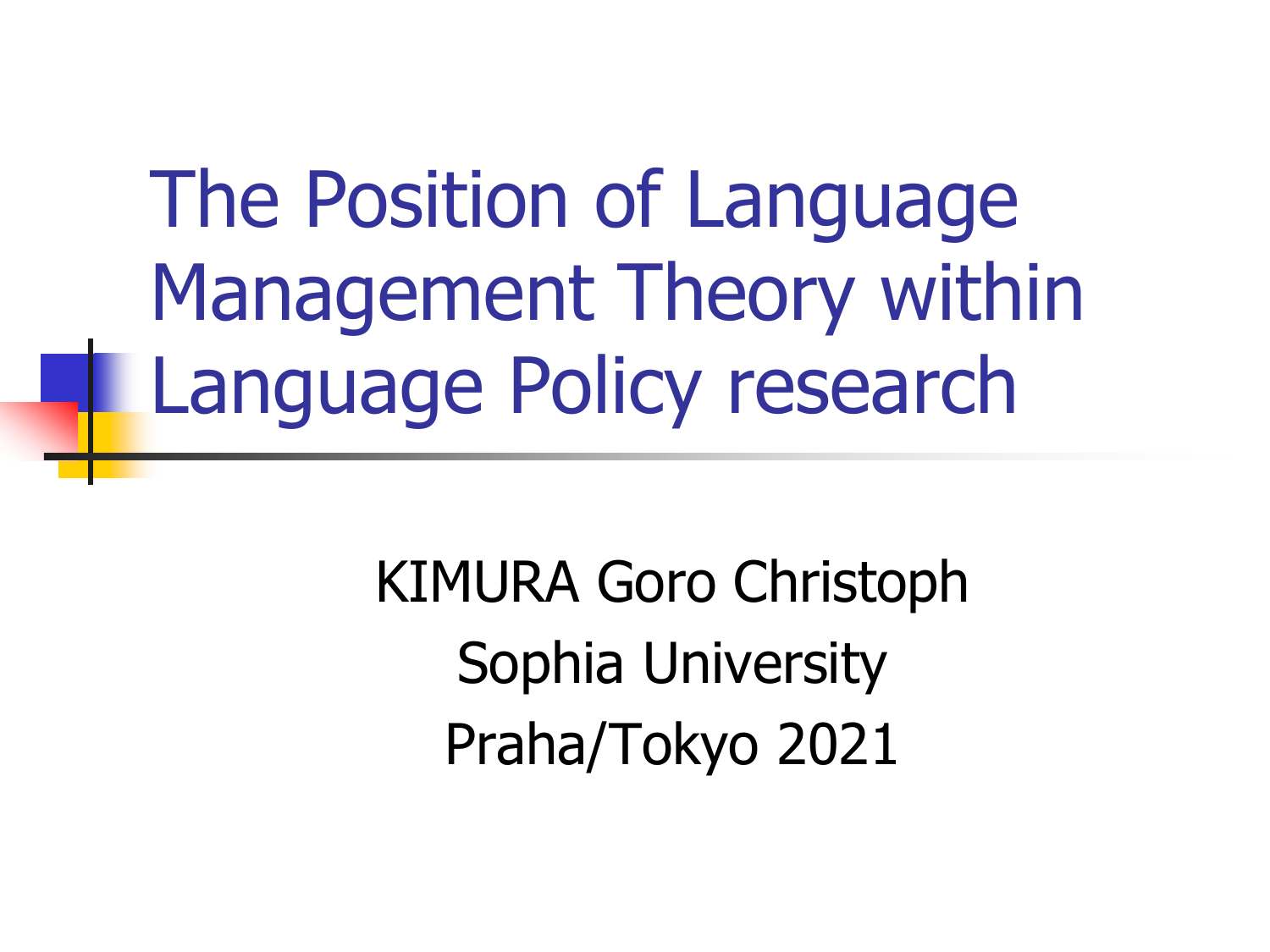# The Position of Language Management Theory within Language Policy research

KIMURA Goro Christoph

Sophia University

Praha/Tokyo 2021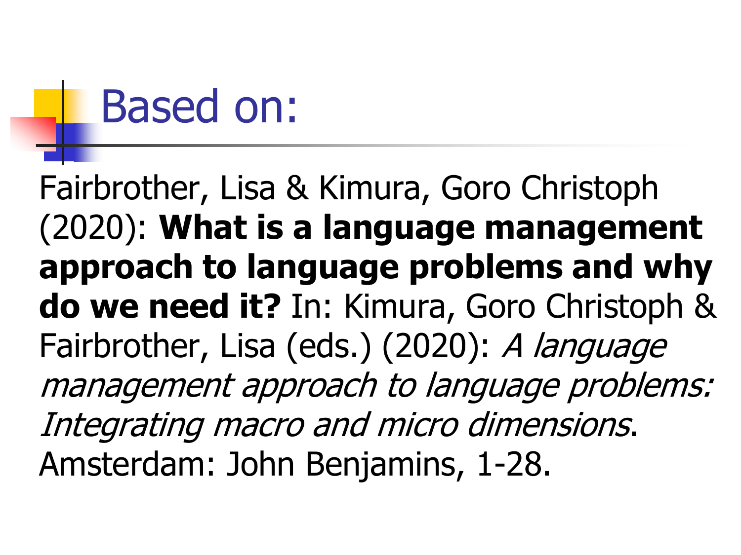# Based on:

Fairbrother, Lisa & Kimura, Goro Christoph (2020): **What is a language management approach to language problems and why do we need it?** In: Kimura, Goro Christoph & Fairbrother, Lisa (eds.) (2020): *A language management approach to language problems: Integrating macro and micro dimensions*. Amsterdam: John Benjamins, 1-28.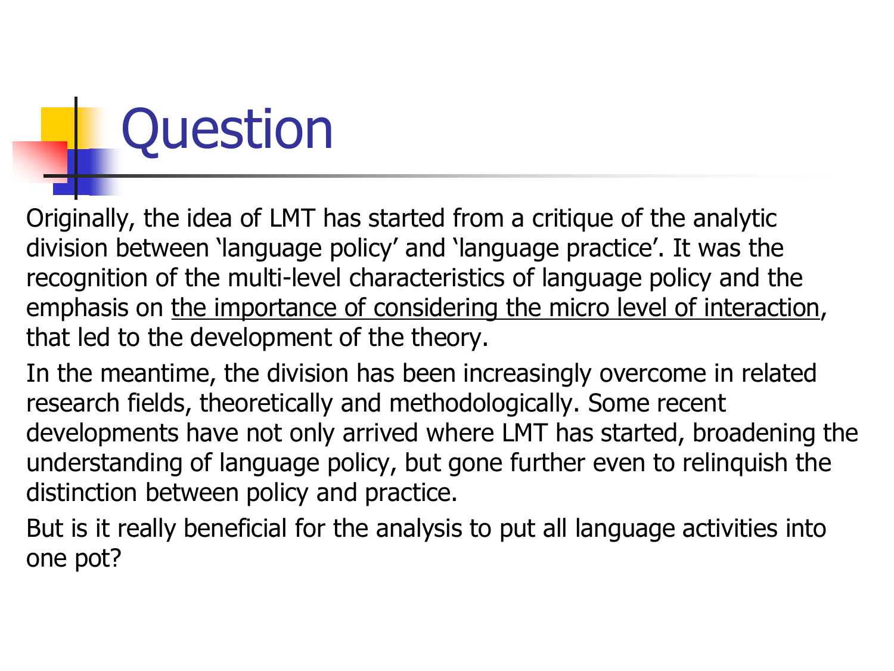# Question

Originally, the idea of LMT has started from a critique of the analytic division between 'language policy' and 'language practice'. It was the recognition of the multi-level characteristics of language policy and the emphasis on <u>the importance of considering the micro level of interaction</u>, that led to the development of the theory.

In the meantime, the division has been increasingly overcome in related research fields, theoretically and methodologically. Some recent developments have not only arrived where LMT has started, broadening the understanding of language policy, but gone further even to relinquish the distinction between policy and practice.

But is it really beneficial for the analysis to put all language activities into one pot?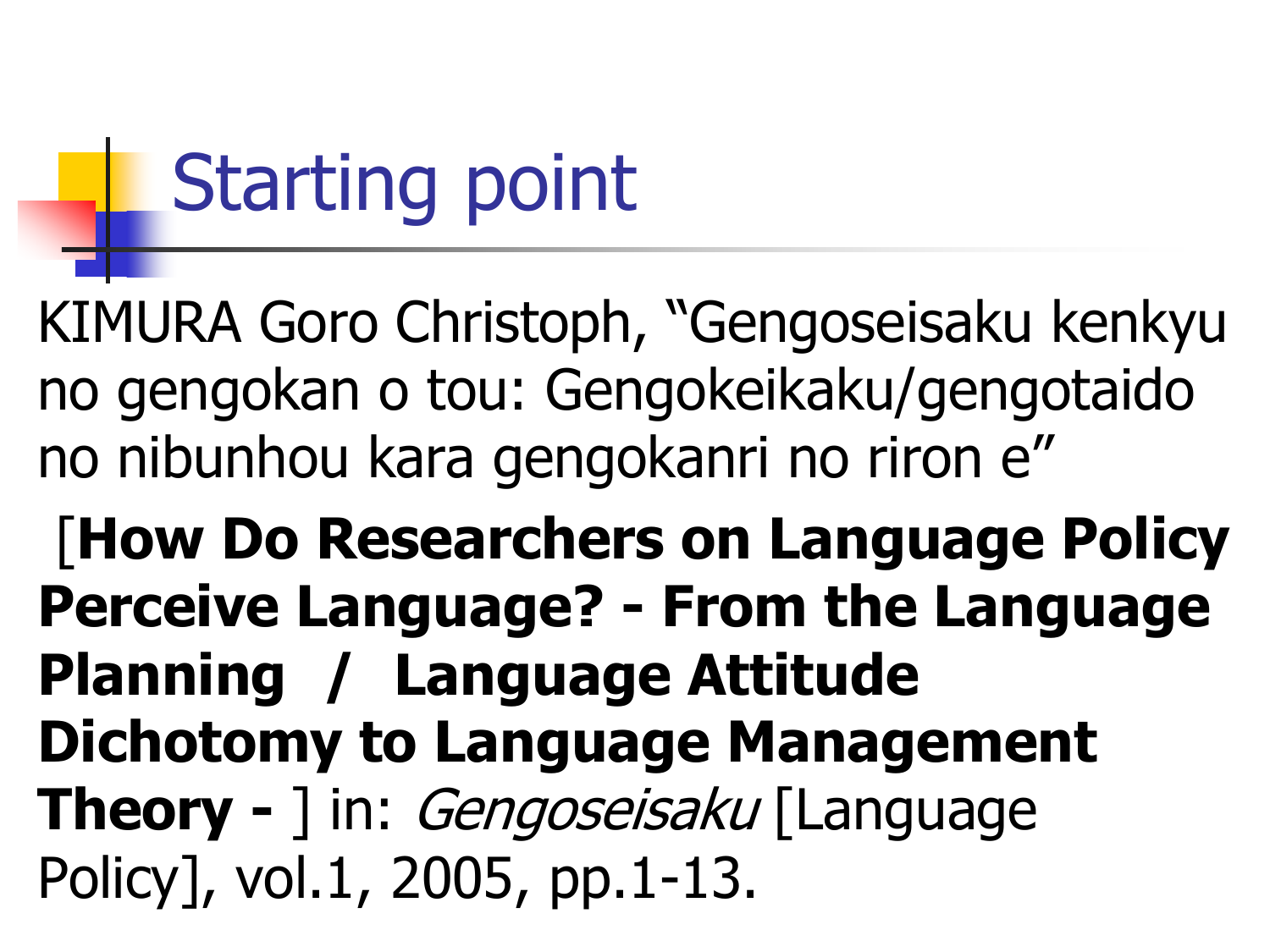# Starting point

KIMURA Goro Christoph, “Gengoseisaku kenkyu no gengokan o tou: Gengokeikaku/gengotaido no nibunhou kara gengokanri no riron e”

[**How Do Researchers on Language Policy Perceive Language? - From the Language Planning / Language Attitude Dichotomy to Language Management Theory -** ] in: *Gengoseisaku* [Language Policy], vol.1, 2005, pp.1-13.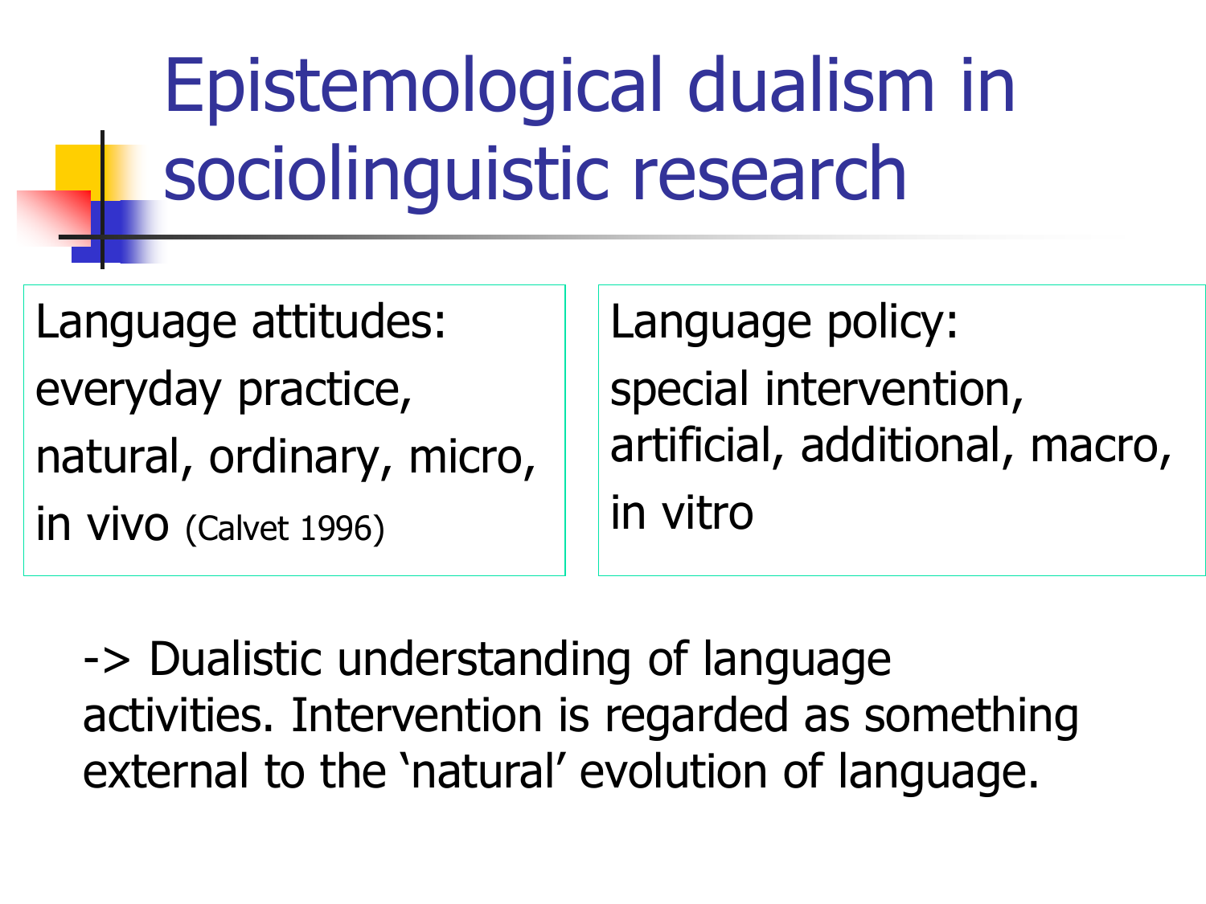# Epistemological dualism in sociolinguistic research

| Language attitudes: | Language policy: |
| --- | --- |
| everyday practice, natural, ordinary, micro, in vivo (Calvet 1996) | special intervention, artificial, additional, macro, in vitro |

-> Dualistic understanding of language activities. Intervention is regarded as something external to the 'natural' evolution of language.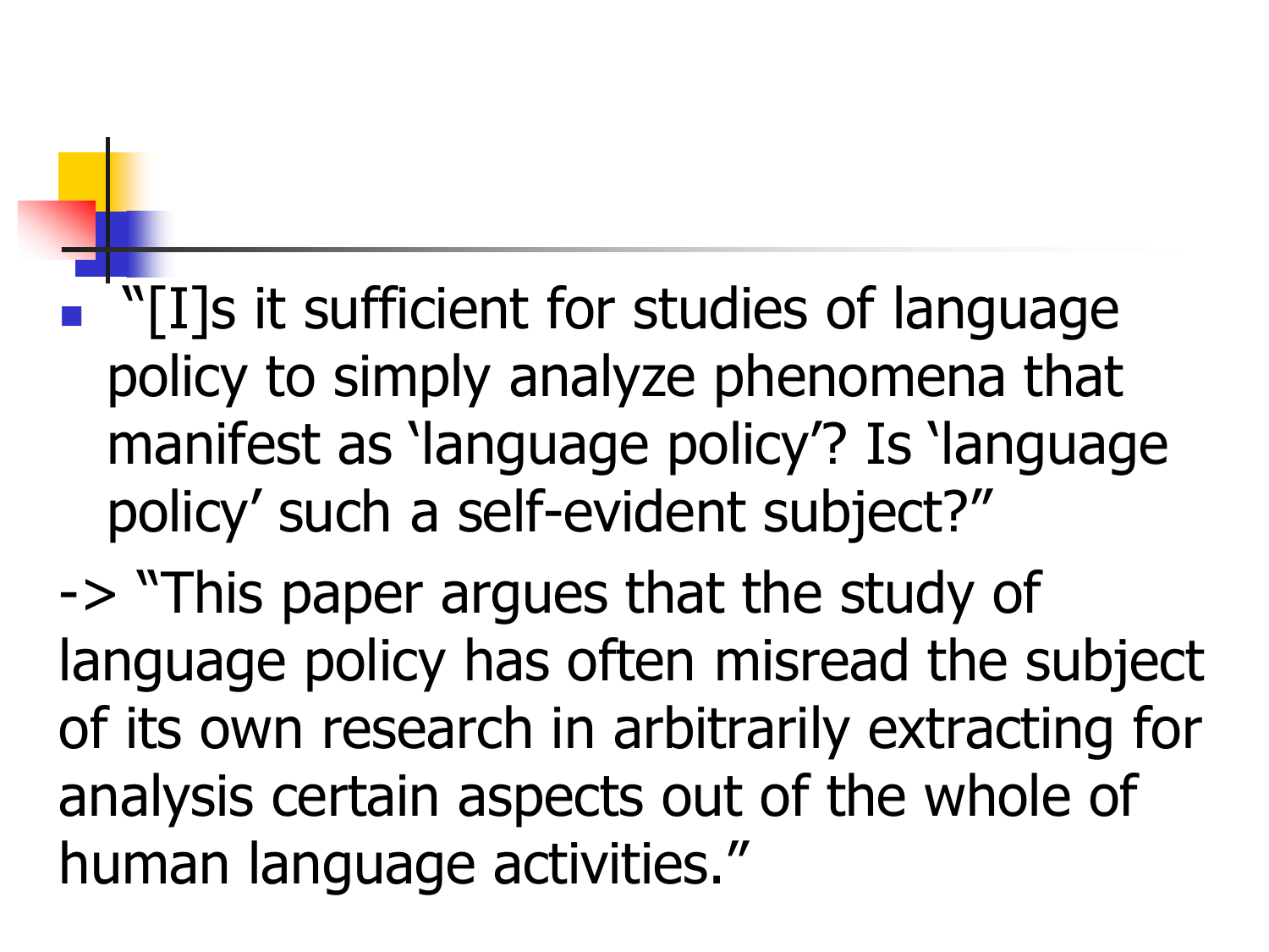- "[I]s it sufficient for studies of language policy to simply analyze phenomena that manifest as 'language policy'? Is 'language policy' such a self-evident subject?"

-> "This paper argues that the study of language policy has often misread the subject of its own research in arbitrarily extracting for analysis certain aspects out of the whole of human language activities."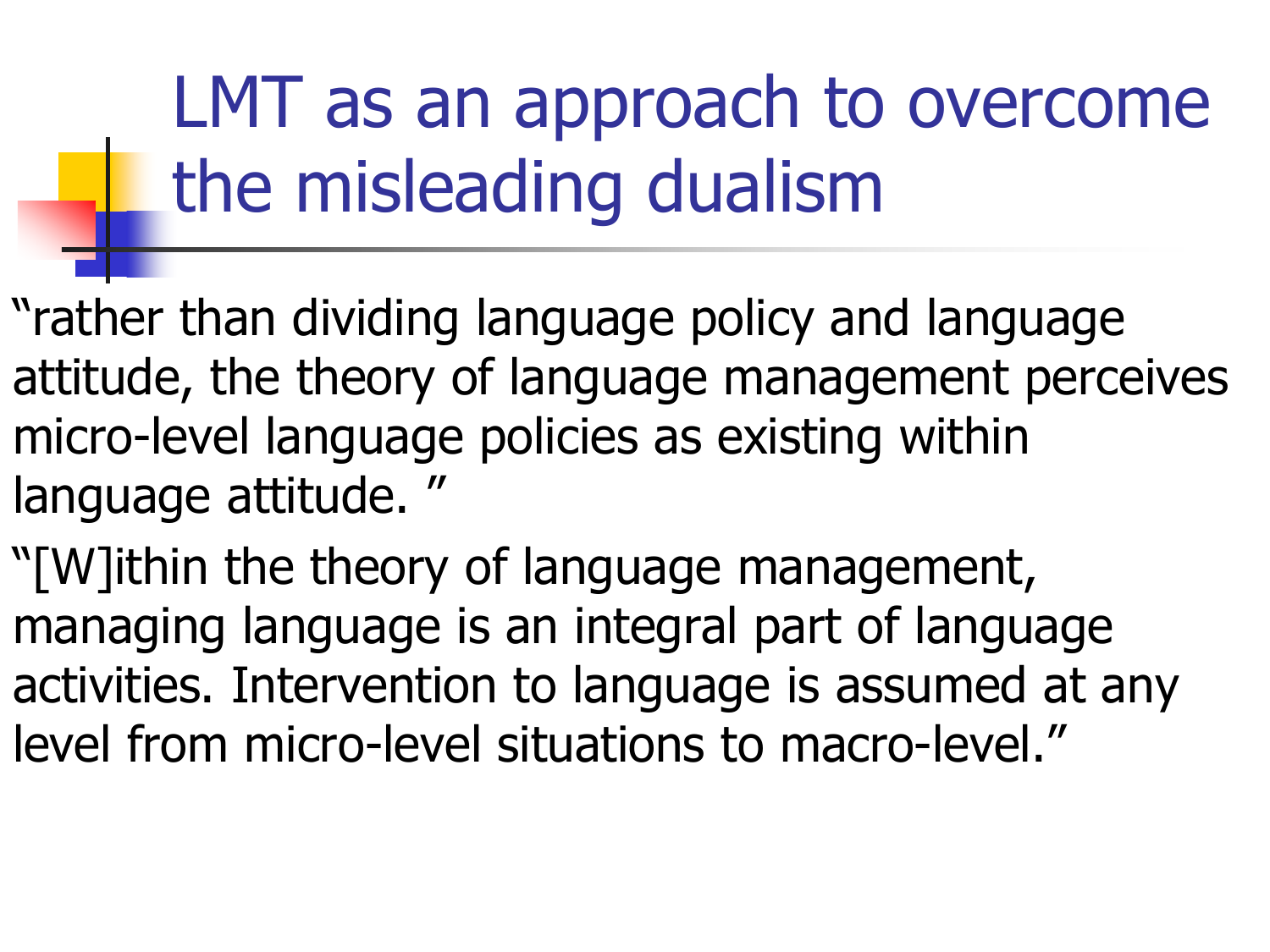# LMT as an approach to overcome the misleading dualism

"rather than dividing language policy and language attitude, the theory of language management perceives micro-level language policies as existing within language attitude. "

"[W]ithin the theory of language management, managing language is an integral part of language activities. Intervention to language is assumed at any level from micro-level situations to macro-level."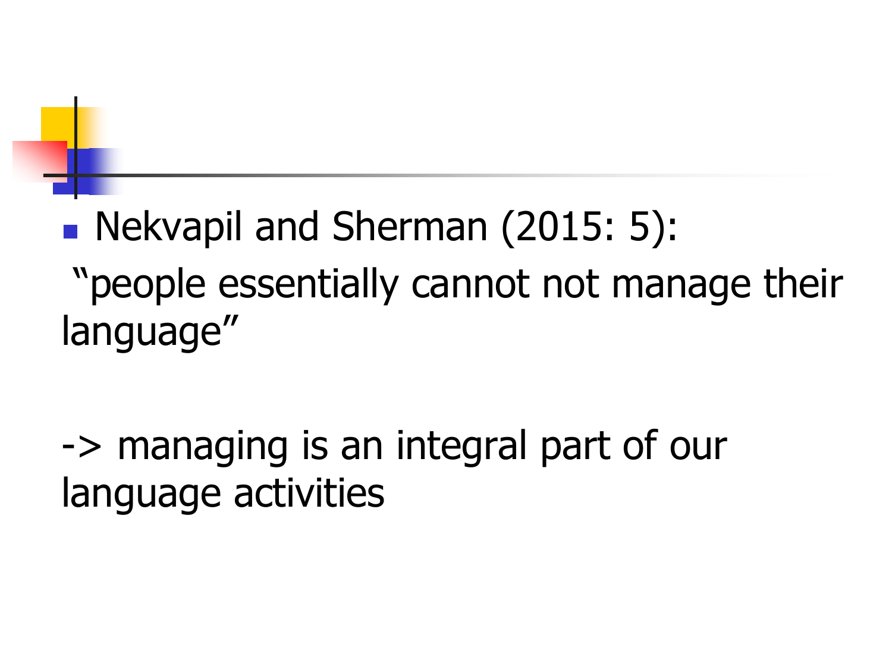- Nekvapil and Sherman (2015: 5):

"people essentially cannot not manage their language"

-> managing is an integral part of our language activities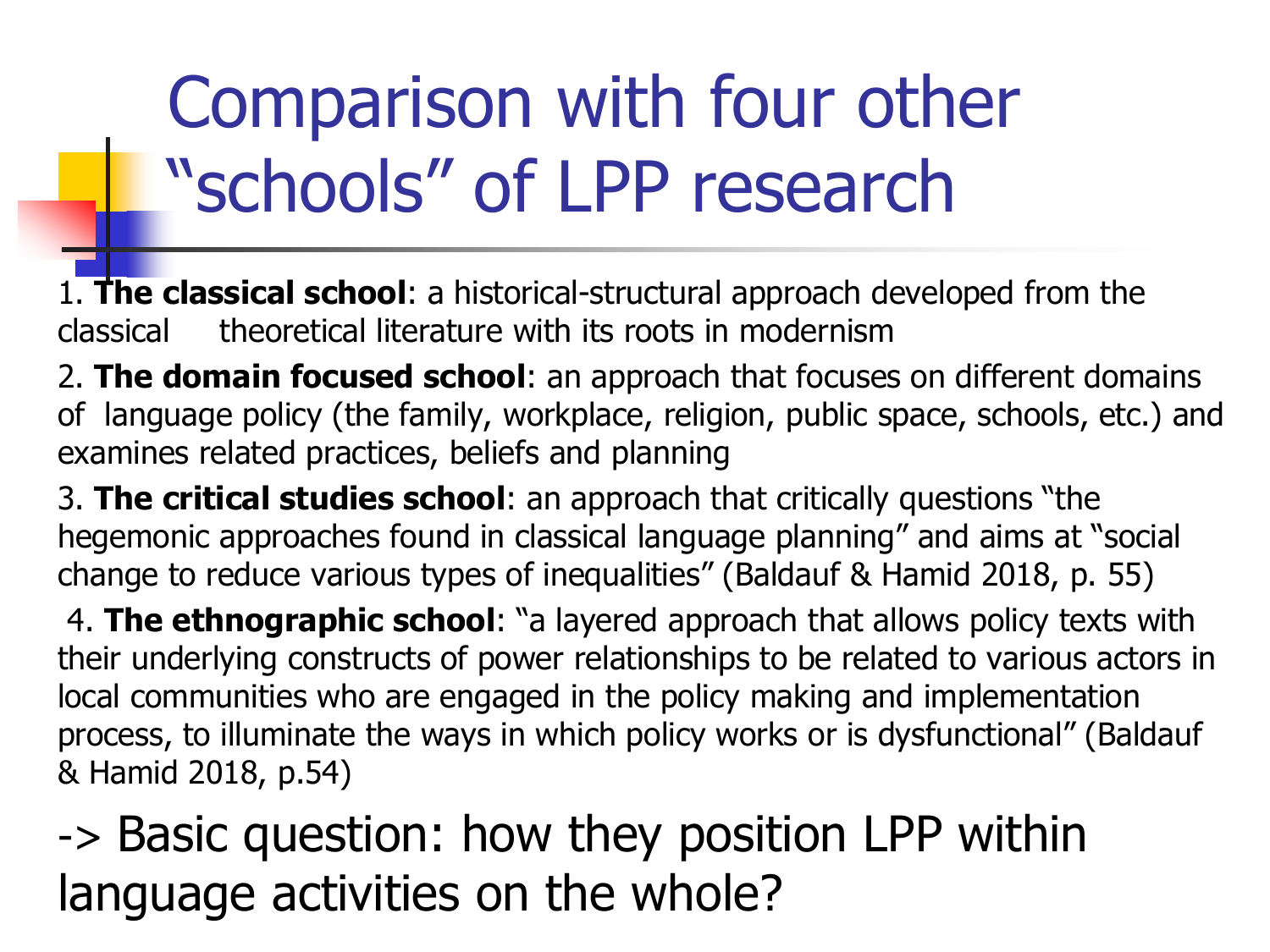# Comparison with four other "schools" of LPP research

1. **The classical school**: a historical-structural approach developed from the classical theoretical literature with its roots in modernism

2. **The domain focused school**: an approach that focuses on different domains of language policy (the family, workplace, religion, public space, schools, etc.) and examines related practices, beliefs and planning

3. **The critical studies school**: an approach that critically questions "the hegemonic approaches found in classical language planning" and aims at "social change to reduce various types of inequalities" (Baldauf & Hamid 2018, p. 55)

4. **The ethnographic school**: "a layered approach that allows policy texts with their underlying constructs of power relationships to be related to various actors in local communities who are engaged in the policy making and implementation process, to illuminate the ways in which policy works or is dysfunctional" (Baldauf & Hamid 2018, p.54)

-> Basic question: how they position LPP within language activities on the whole?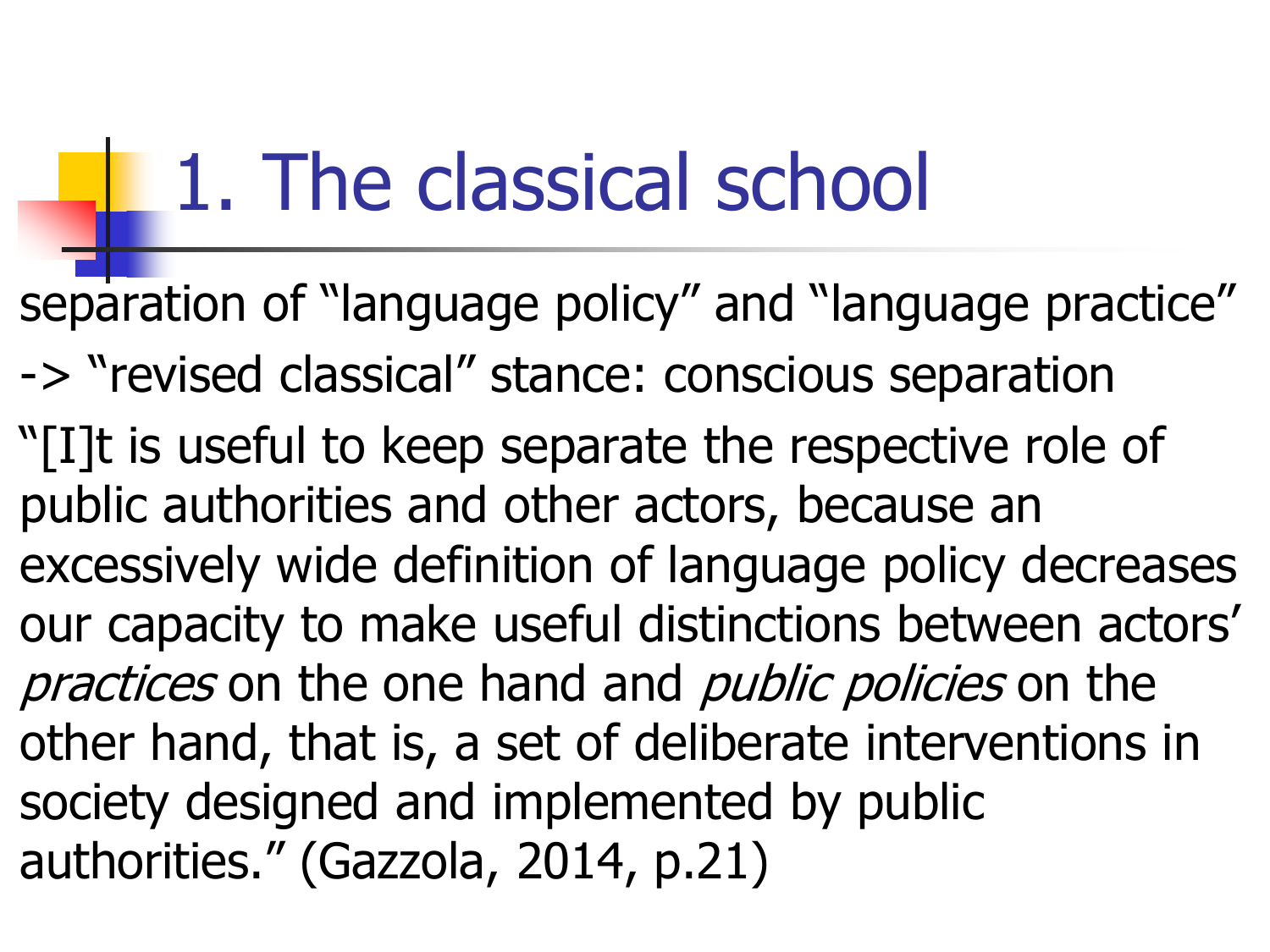# 1. The classical school

separation of “language policy” and “language practice”

-> “revised classical” stance: conscious separation

“[I]t is useful to keep separate the respective role of public authorities and other actors, because an excessively wide definition of language policy decreases our capacity to make useful distinctions between actors’ *practices* on the one hand and *public policies* on the other hand, that is, a set of deliberate interventions in society designed and implemented by public authorities.” (Gazzola, 2014, p.21)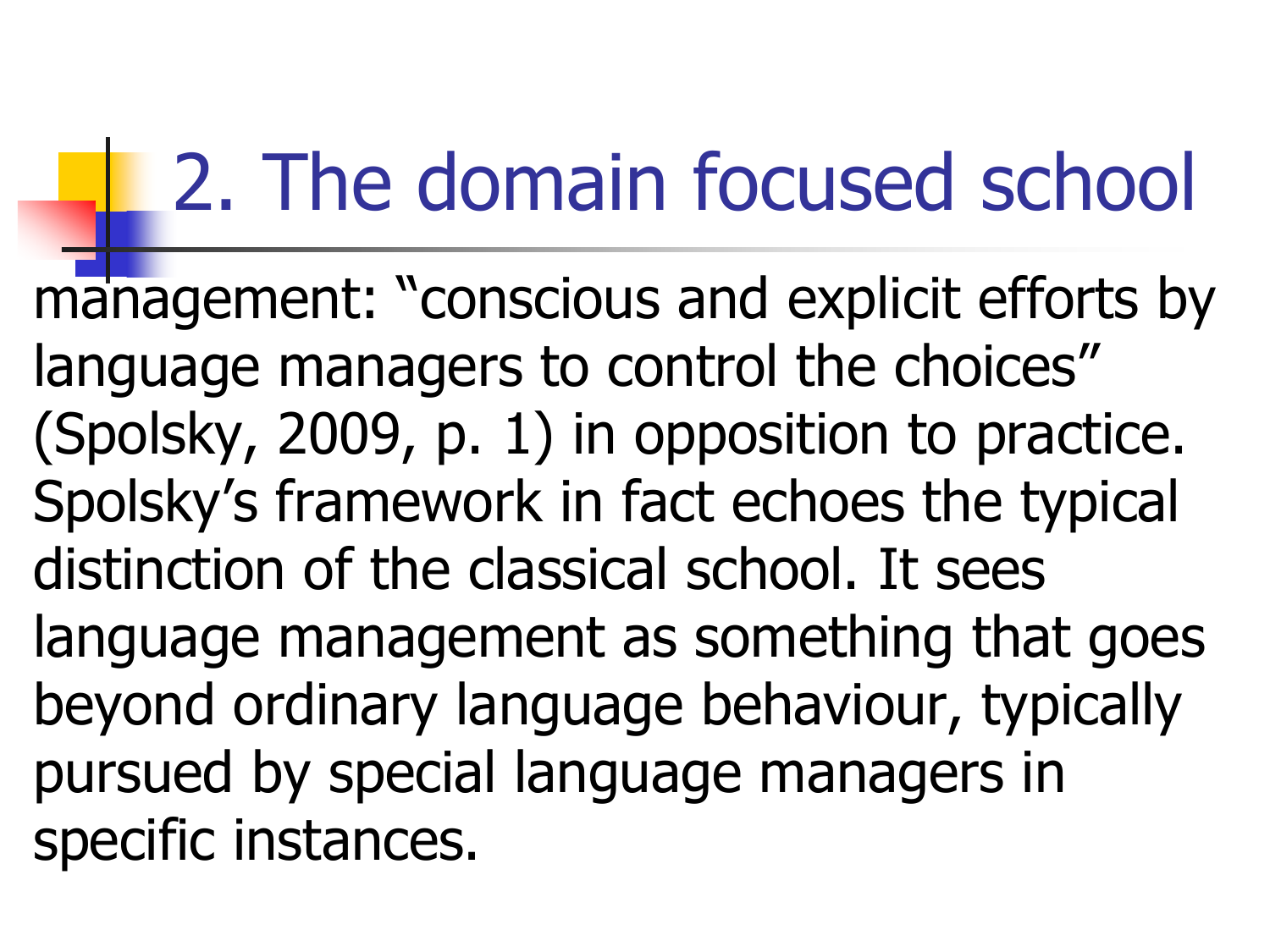# 2. The domain focused school

management: “conscious and explicit efforts by language managers to control the choices” (Spolsky, 2009, p. 1) in opposition to practice. Spolsky’s framework in fact echoes the typical distinction of the classical school. It sees language management as something that goes beyond ordinary language behaviour, typically pursued by special language managers in specific instances.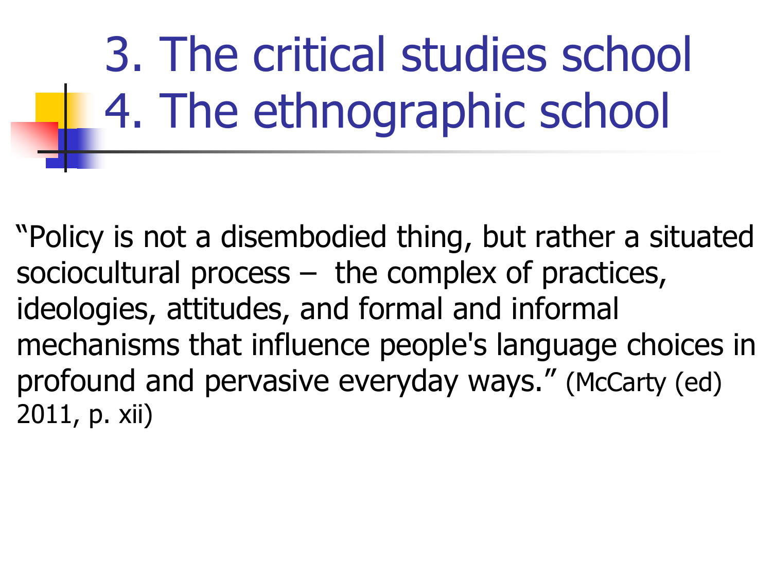# 3. The critical studies school
# 4. The ethnographic school

"Policy is not a disembodied thing, but rather a situated sociocultural process – the complex of practices, ideologies, attitudes, and formal and informal mechanisms that influence people's language choices in profound and pervasive everyday ways." (McCarty (ed) 2011, p. xii)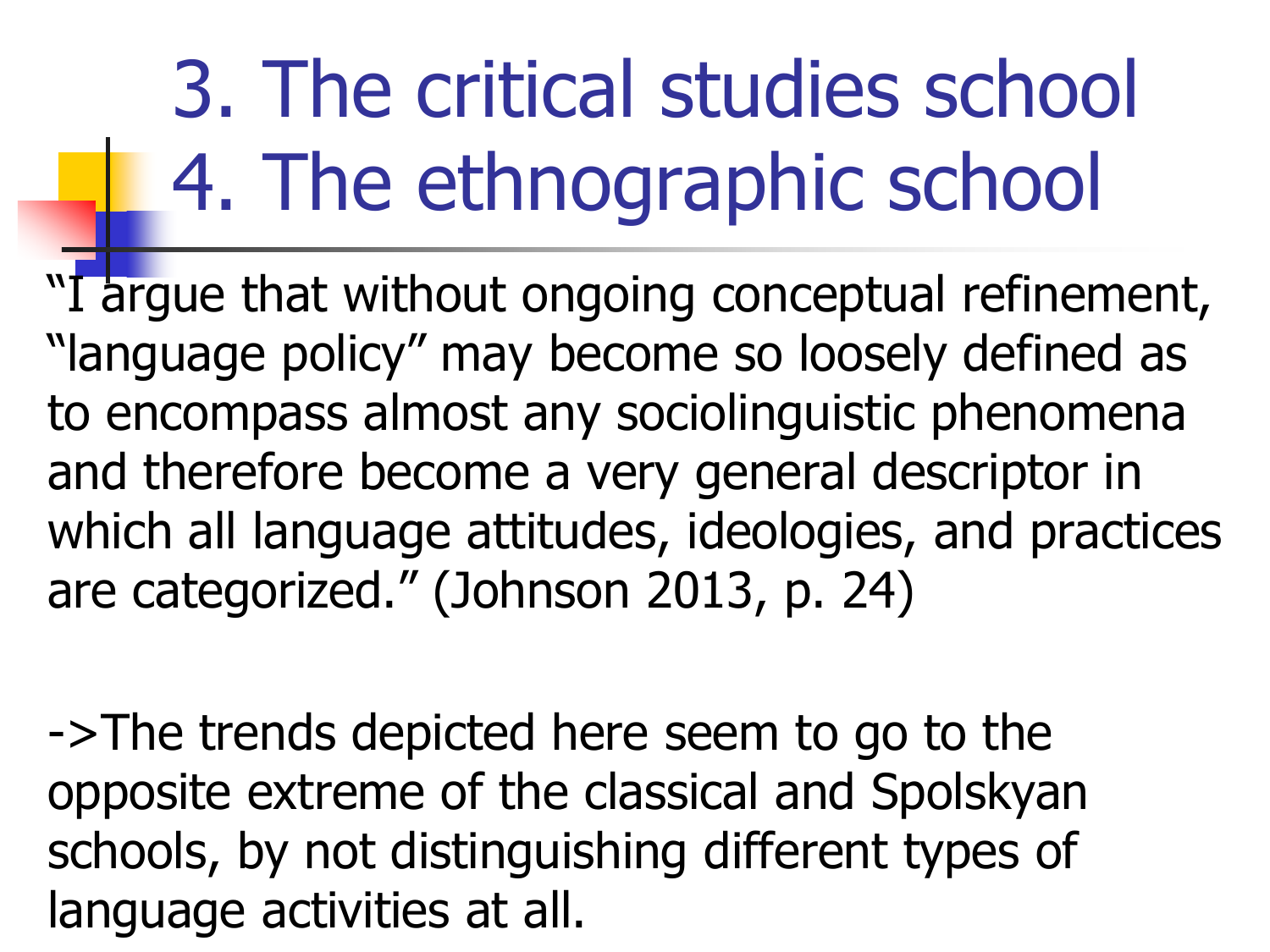# 3. The critical studies school 4. The ethnographic school

"I argue that without ongoing conceptual refinement, "language policy" may become so loosely defined as to encompass almost any sociolinguistic phenomena and therefore become a very general descriptor in which all language attitudes, ideologies, and practices are categorized." (Johnson 2013, p. 24)

->The trends depicted here seem to go to the opposite extreme of the classical and Spolskyan schools, by not distinguishing different types of language activities at all.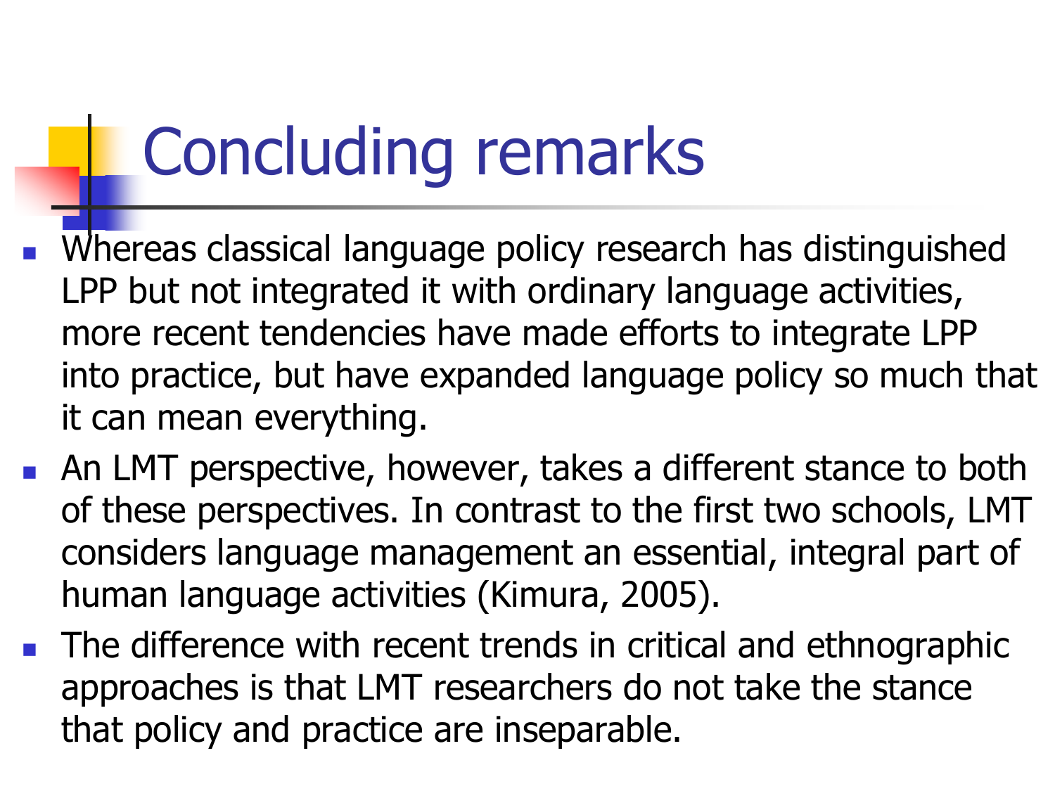# Concluding remarks

- Whereas classical language policy research has distinguished LPP but not integrated it with ordinary language activities, more recent tendencies have made efforts to integrate LPP into practice, but have expanded language policy so much that it can mean everything.
- An LMT perspective, however, takes a different stance to both of these perspectives. In contrast to the first two schools, LMT considers language management an essential, integral part of human language activities (Kimura, 2005).
- The difference with recent trends in critical and ethnographic approaches is that LMT researchers do not take the stance that policy and practice are inseparable.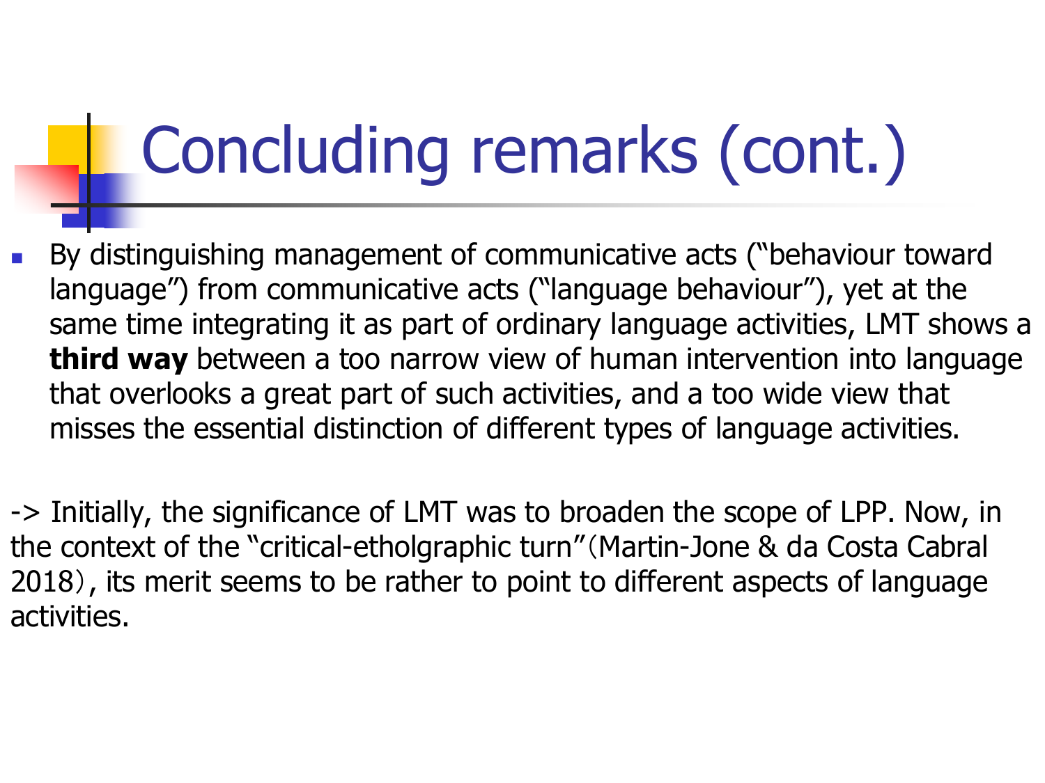# Concluding remarks (cont.)

- By distinguishing management of communicative acts (“behaviour toward language”) from communicative acts (“language behaviour”), yet at the same time integrating it as part of ordinary language activities, LMT shows a **third way** between a too narrow view of human intervention into language that overlooks a great part of such activities, and a too wide view that misses the essential distinction of different types of language activities.

-> Initially, the significance of LMT was to broaden the scope of LPP. Now, in the context of the “critical-etholgraphic turn”（Martin-Jone & da Costa Cabral 2018）, its merit seems to be rather to point to different aspects of language activities.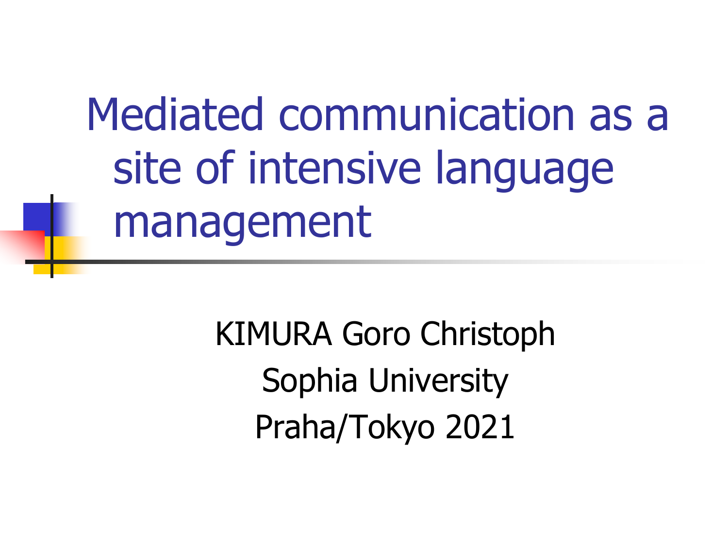# Mediated communication as a site of intensive language management

KIMURA Goro Christoph

Sophia University

Praha/Tokyo 2021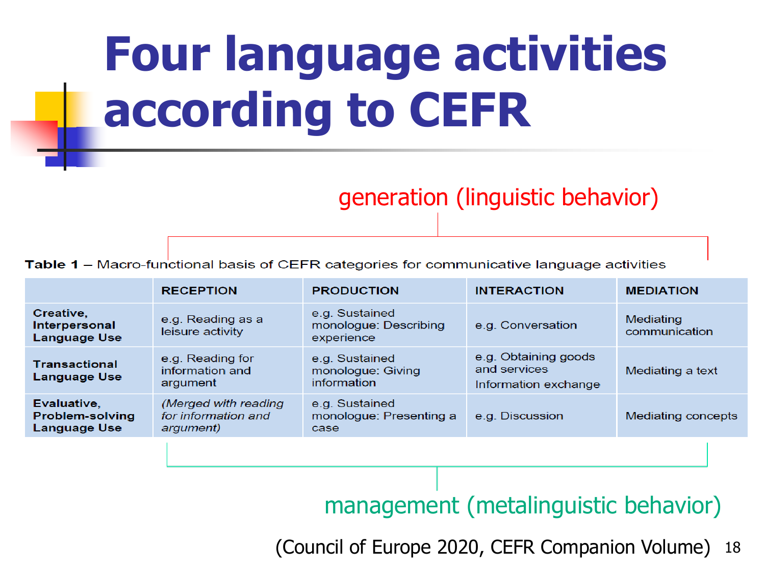# Four language activities according to CEFR

generation (linguistic behavior)

**Table 1** – Macro-functional basis of CEFR categories for communicative language activities

| | RECEPTION | PRODUCTION | INTERACTION | MEDIATION |
|---|---|---|---|---|
| **Creative, Interpersonal Language Use** | e.g. Reading as a leisure activity | e.g. Sustained monologue: Describing experience | e.g. Conversation | Mediating communication |
| **Transactional Language Use** | e.g. Reading for information and argument | e.g. Sustained monologue: Giving information | e.g. Obtaining goods and services<br>Information exchange | Mediating a text |
| **Evaluative, Problem-solving Language Use** | *(Merged with reading for information and argument)* | e.g. Sustained monologue: Presenting a case | e.g. Discussion | Mediating concepts |

management (metalinguistic behavior)

(Council of Europe 2020, CEFR Companion Volume)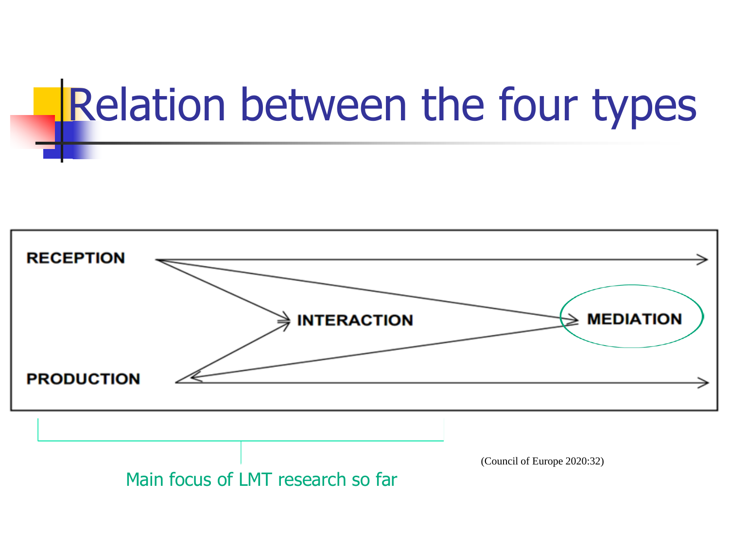# Relation between the four types

RECEPTION

INTERACTION

MEDIATION

PRODUCTION

Main focus of LMT research so far

(Council of Europe 2020:32)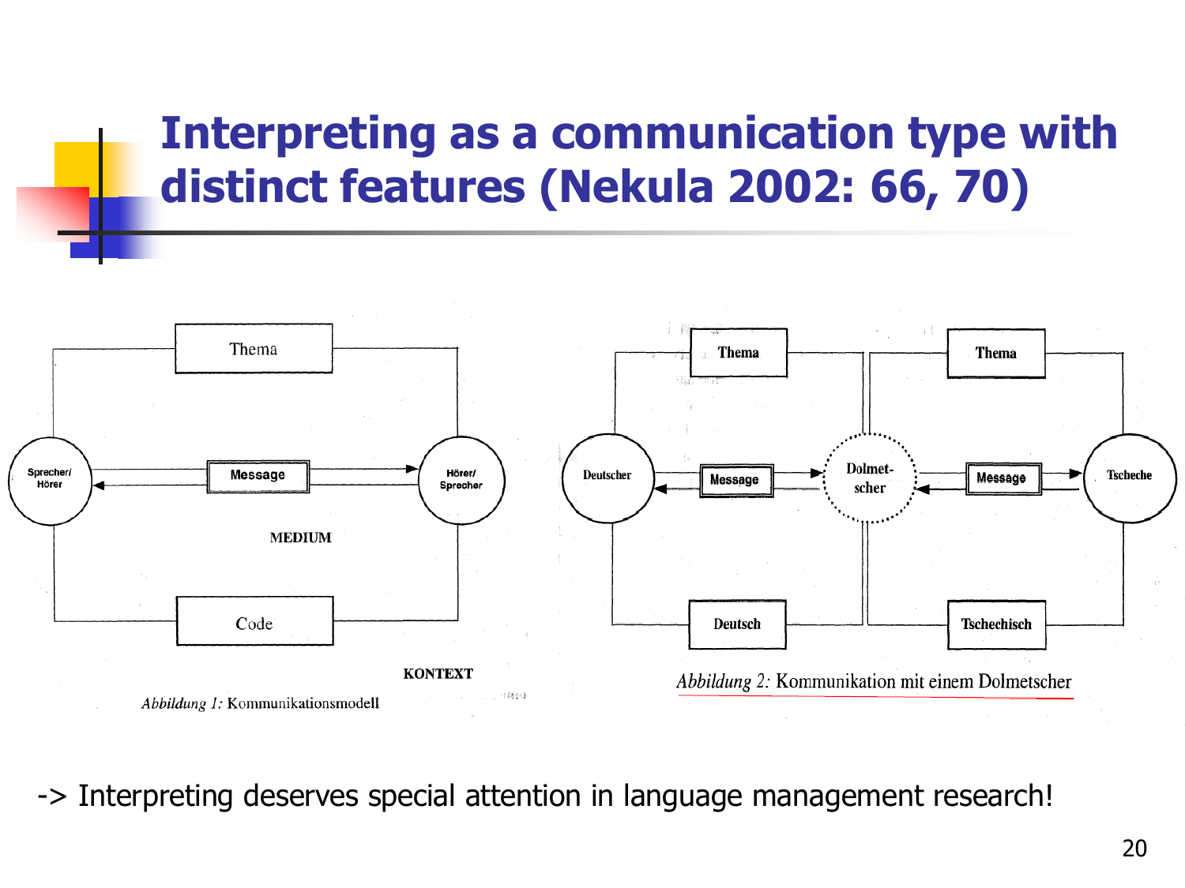# Interpreting as a communication type with distinct features (Nekula 2002: 66, 70)

Thema

Sprecher/ Hörer

Message

Hörer/ Sprecher

MEDIUM

Code

KONTEXT

*Abbildung 1:* Kommunikationsmodell

Thema

Thema

Deutscher

Message

Dolmet-scher

Message

Tscheche

Deutsch

Tschechisch

*Abbildung 2:* Kommunikation mit einem Dolmetscher

-> Interpreting deserves special attention in language management research!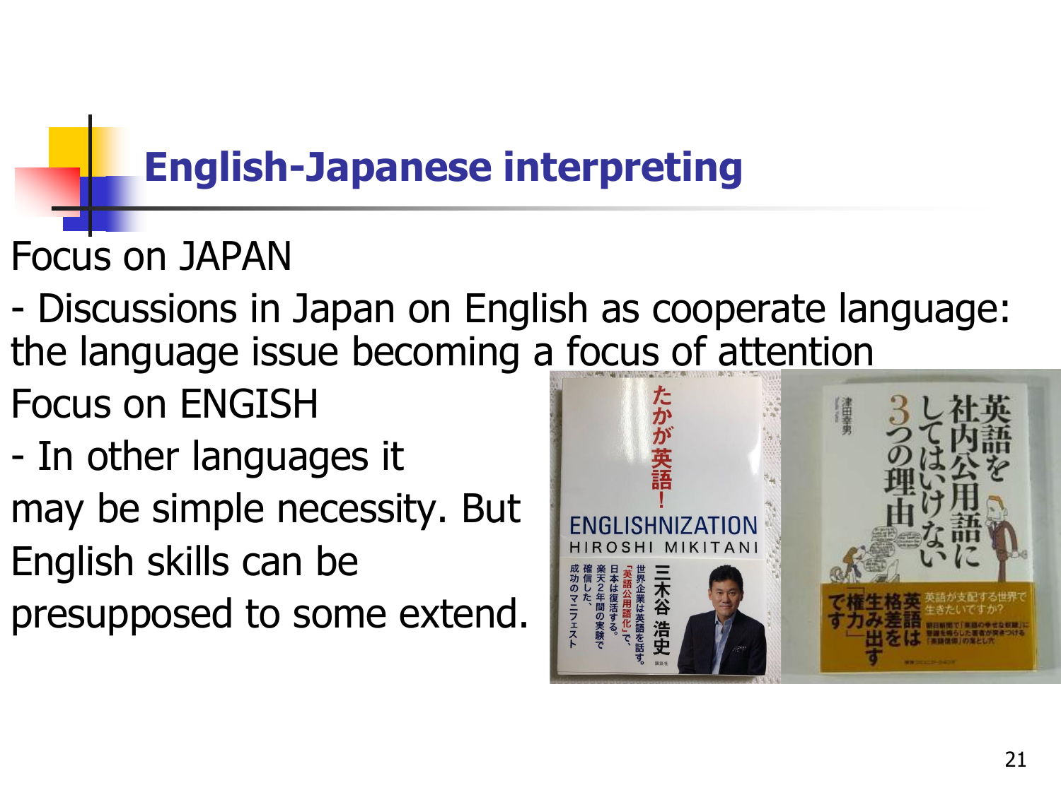# English-Japanese interpreting

Focus on JAPAN

- Discussions in Japan on English as cooperate language: the language issue becoming a focus of attention

Focus on ENGISH

- In other languages it may be simple necessity. But English skills can be presupposed to some extend.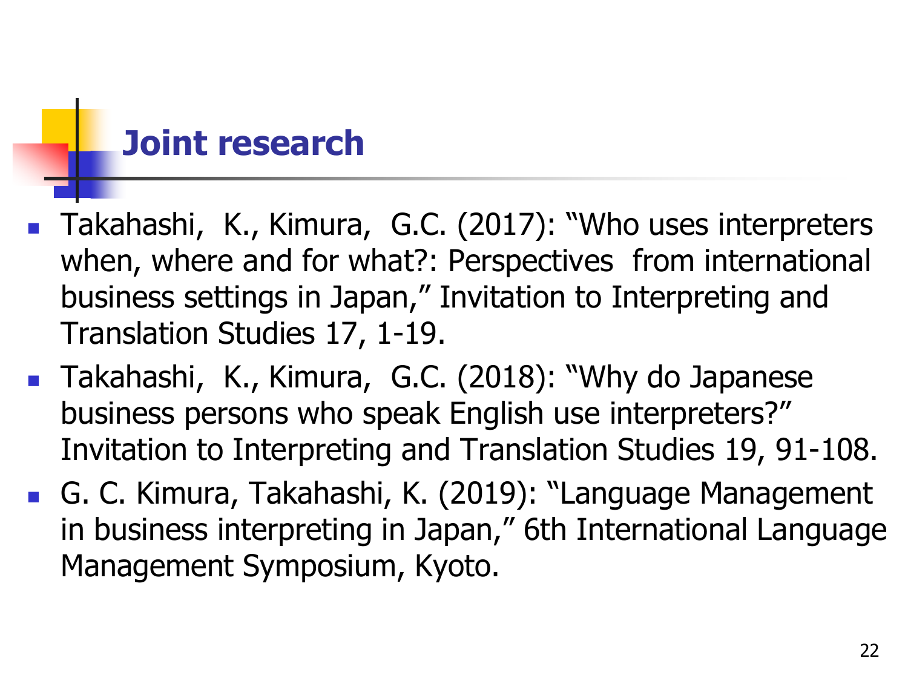# Joint research

- Takahashi, K., Kimura, G.C. (2017): "Who uses interpreters when, where and for what?: Perspectives from international business settings in Japan," Invitation to Interpreting and Translation Studies 17, 1-19.
- Takahashi, K., Kimura, G.C. (2018): "Why do Japanese business persons who speak English use interpreters?" Invitation to Interpreting and Translation Studies 19, 91-108.
- G. C. Kimura, Takahashi, K. (2019): "Language Management in business interpreting in Japan," 6th International Language Management Symposium, Kyoto.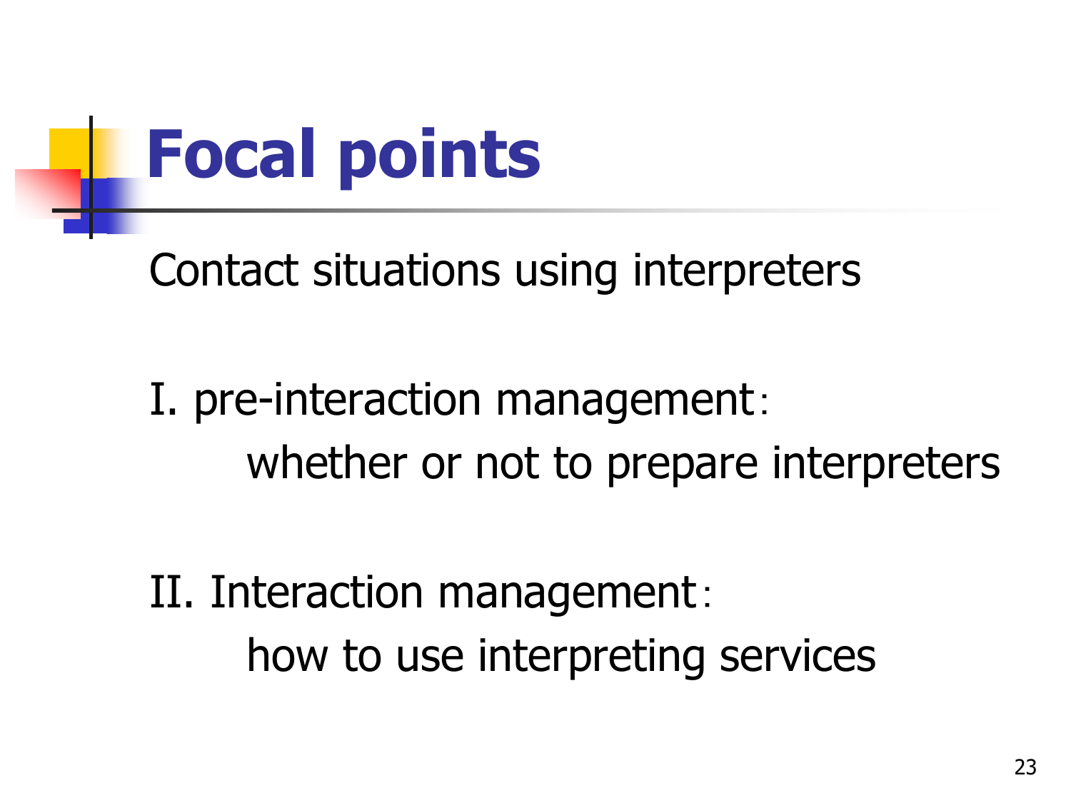# Focal points

Contact situations using interpreters

I. pre-interaction management：

whether or not to prepare interpreters

II. Interaction management：

how to use interpreting services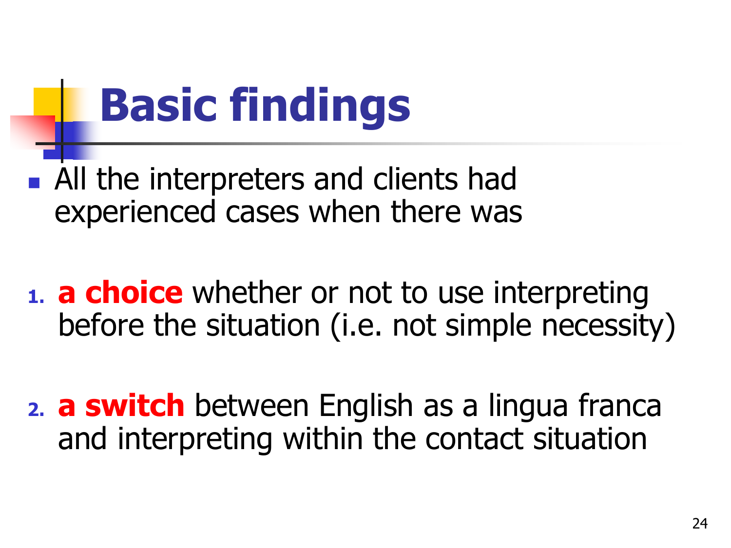# Basic findings

- All the interpreters and clients had experienced cases when there was

1. **a choice** whether or not to use interpreting before the situation (i.e. not simple necessity)

2. **a switch** between English as a lingua franca and interpreting within the contact situation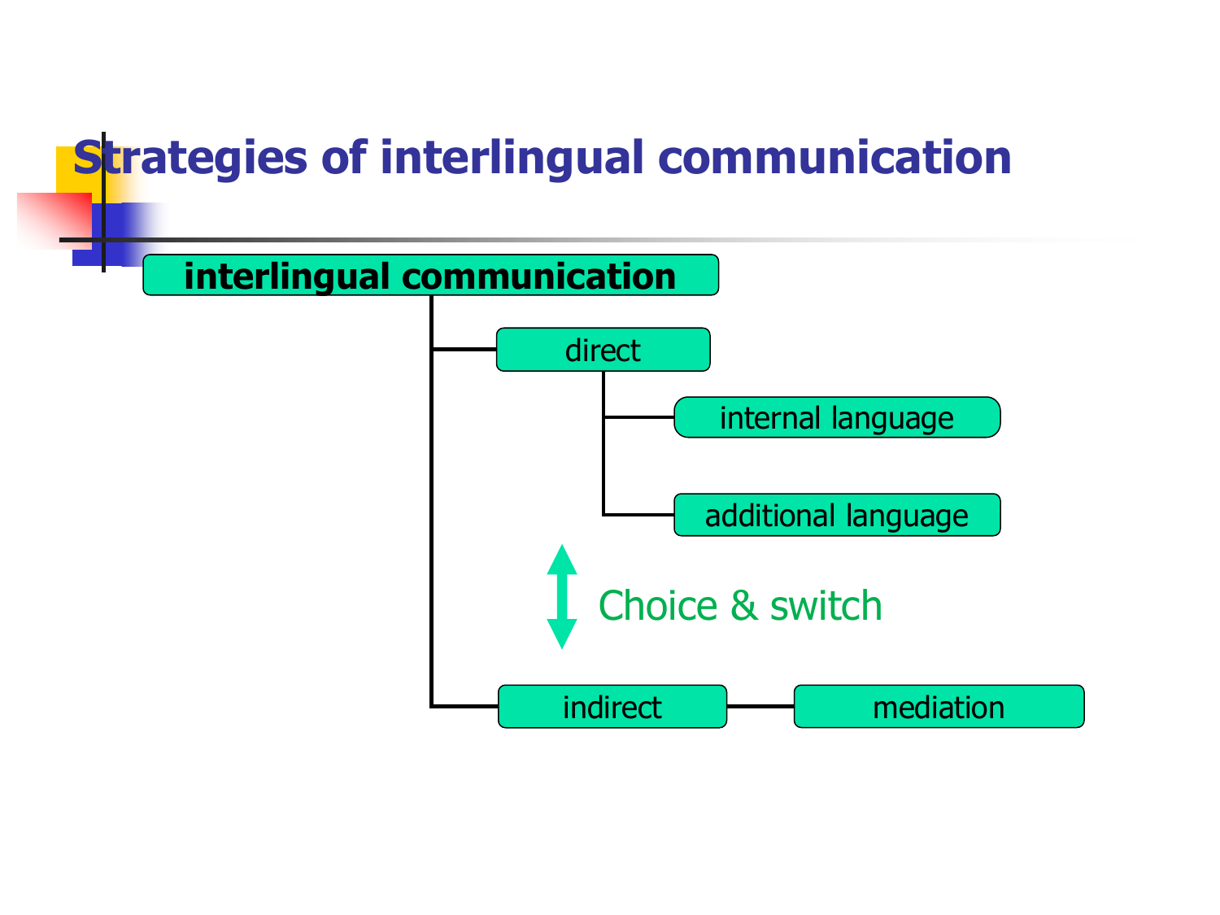# Strategies of interlingual communication

- **interlingual communication**
  - direct
    - internal language
    - additional language
  - indirect
    - mediation

Choice & switch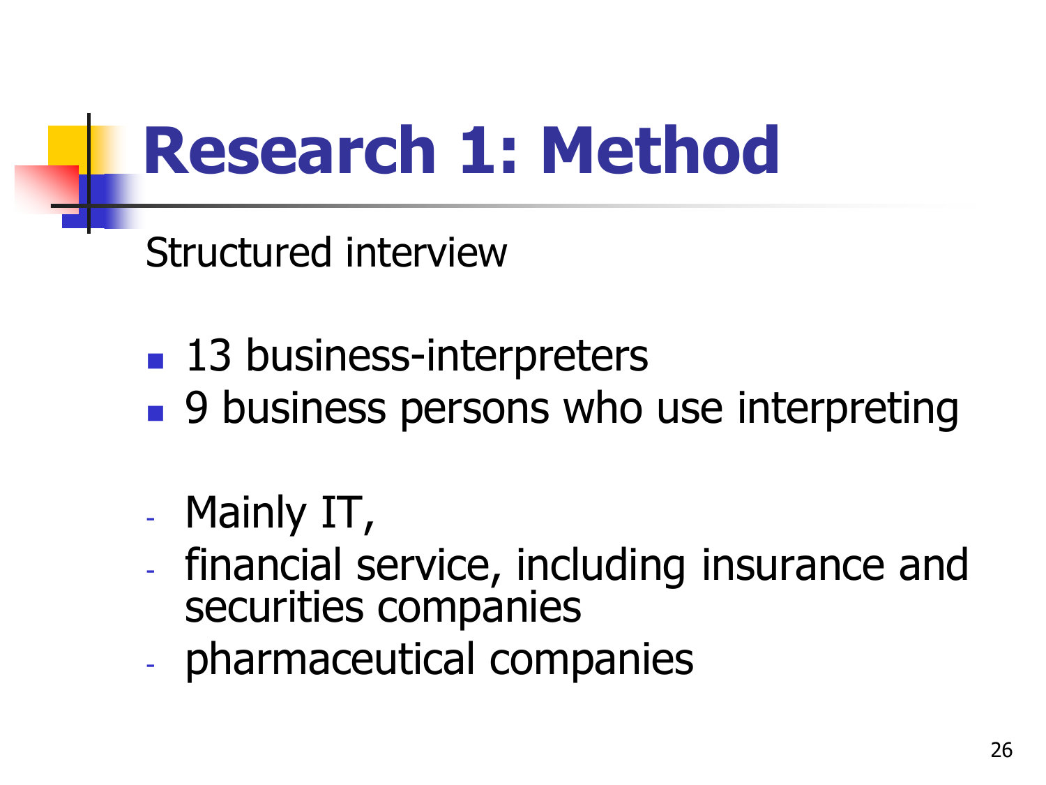# Research 1: Method

Structured interview

- 13 business-interpreters
- 9 business persons who use interpreting

- Mainly IT,
- financial service, including insurance and securities companies
- pharmaceutical companies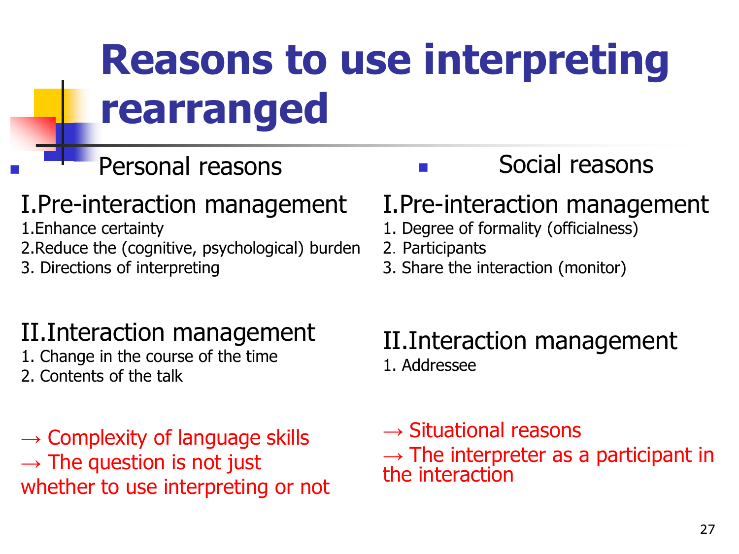# Reasons to use interpreting rearranged

- Personal reasons

### I. Pre-interaction management

1. Enhance certainty
2. Reduce the (cognitive, psychological) burden
3. Directions of interpreting

### II. Interaction management

1. Change in the course of the time
2. Contents of the talk

→ Complexity of language skills
→ The question is not just whether to use interpreting or not

- Social reasons

### I. Pre-interaction management

1. Degree of formality (officialness)
2. Participants
3. Share the interaction (monitor)

### II. Interaction management

1. Addressee

→ Situational reasons
→ The interpreter as a participant in the interaction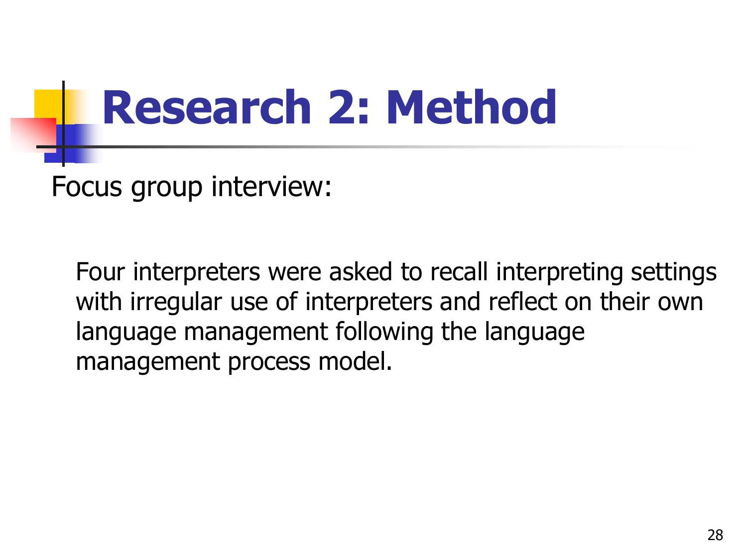# Research 2: Method

Focus group interview:

Four interpreters were asked to recall interpreting settings with irregular use of interpreters and reflect on their own language management following the language management process model.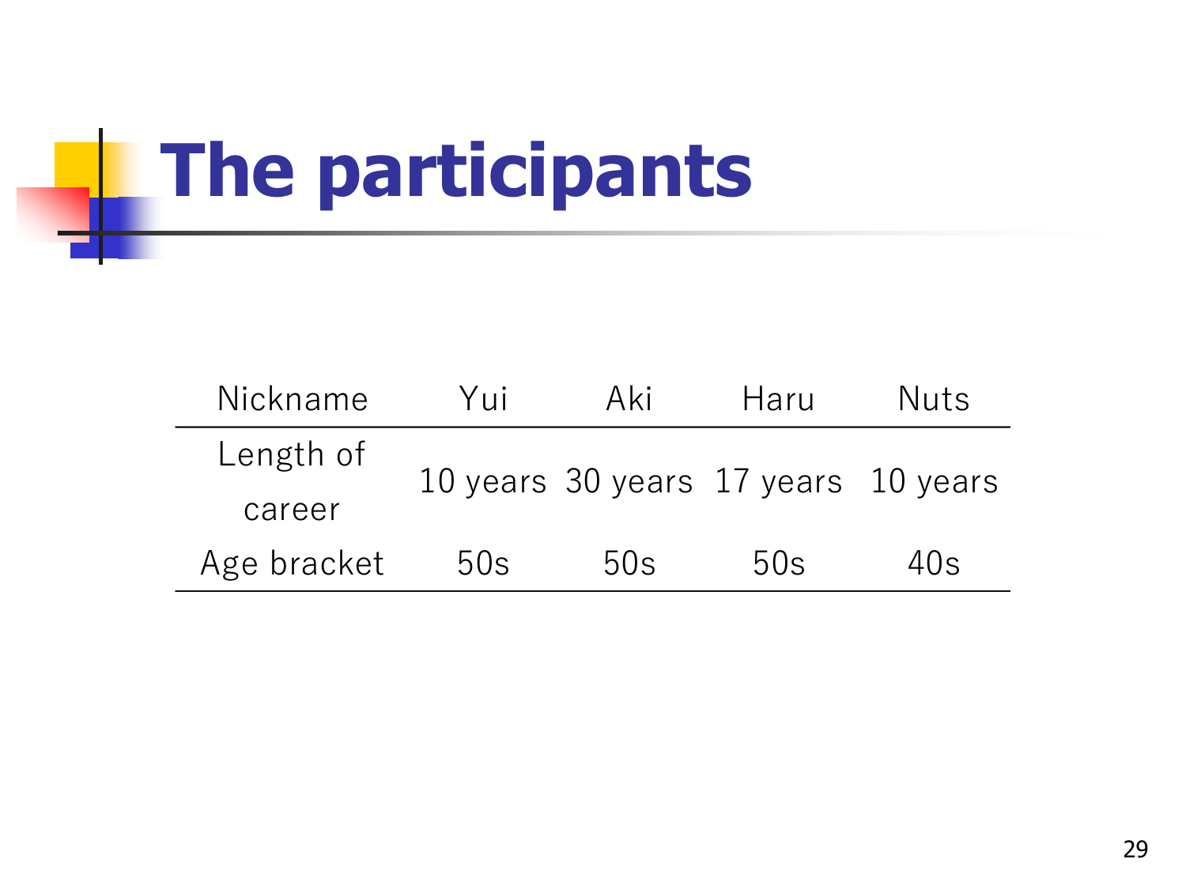# The participants

| Nickname | Yui | Aki | Haru | Nuts |
| --- | --- | --- | --- | --- |
| Length of career | 10 years | 30 years | 17 years | 10 years |
| Age bracket | 50s | 50s | 50s | 40s |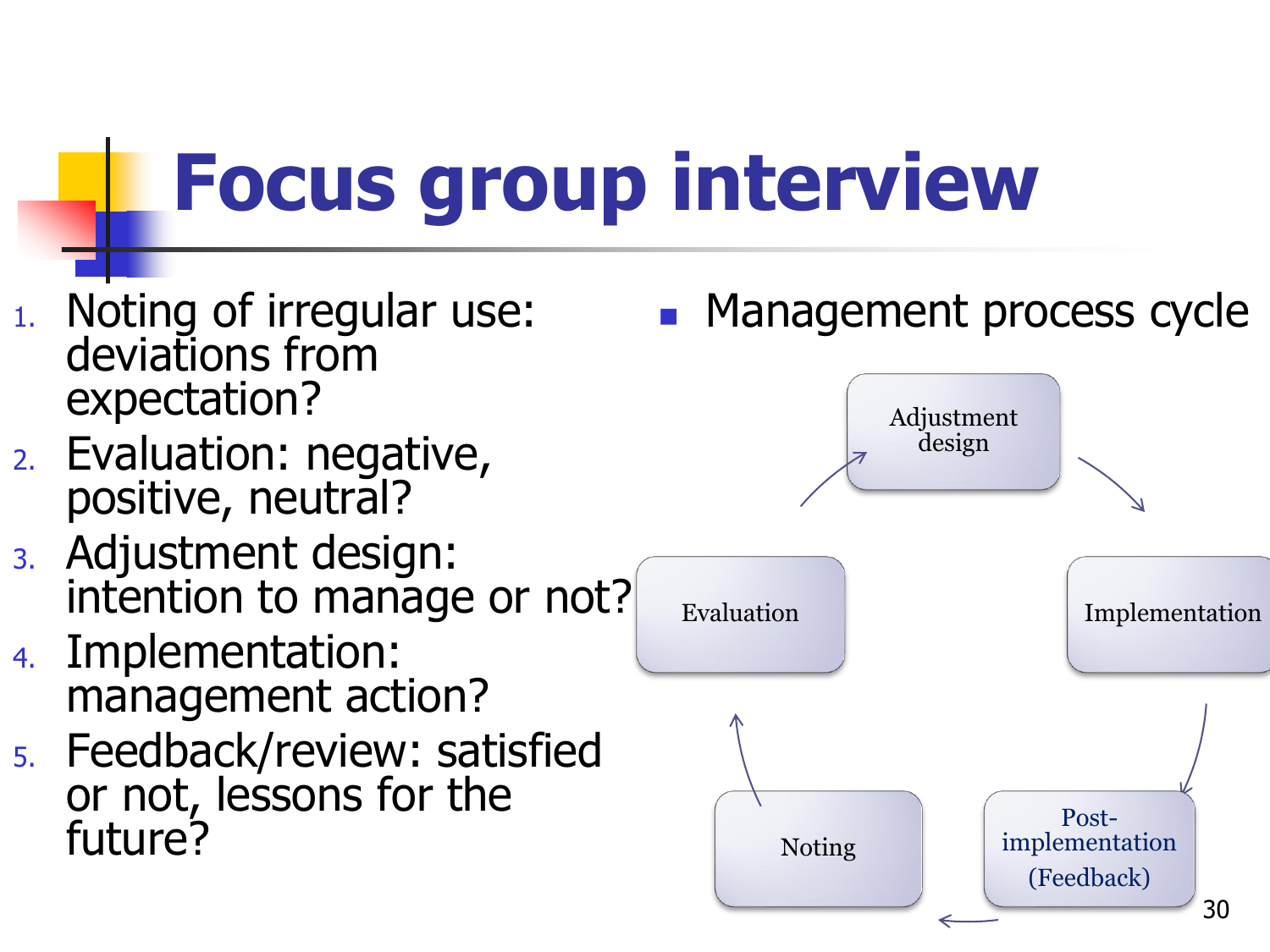# Focus group interview

1. Noting of irregular use: deviations from expectation?
2. Evaluation: negative, positive, neutral?
3. Adjustment design: intention to manage or not?
4. Implementation: management action?
5. Feedback/review: satisfied or not, lessons for the future?

- Management process cycle

Adjustment design → Implementation → Post-implementation (Feedback) → Noting → Evaluation → Adjustment design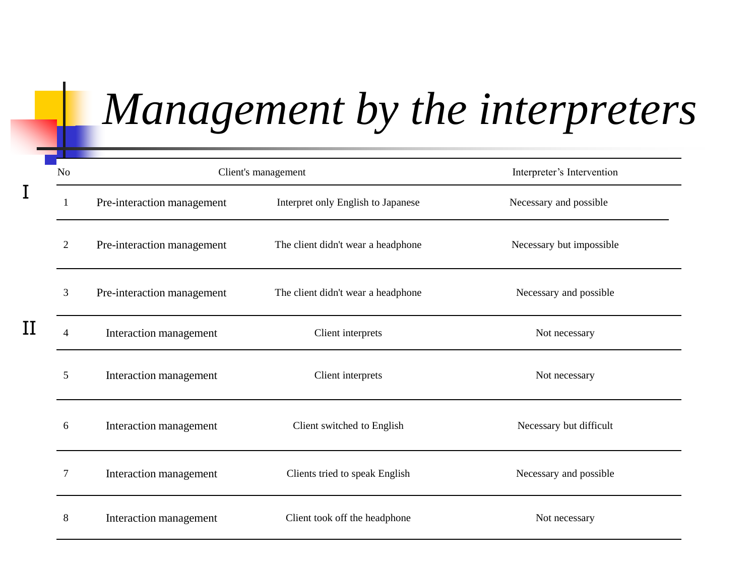# *Management by the interpreters*

| | No | Client's management | | Interpreter's Intervention |
|---|---|---|---|---|
| I | 1 | Pre-interaction management | Interpret only English to Japanese | Necessary and possible |
| | 2 | Pre-interaction management | The client didn't wear a headphone | Necessary but impossible |
| | 3 | Pre-interaction management | The client didn't wear a headphone | Necessary and possible |
| II | 4 | Interaction management | Client interprets | Not necessary |
| | 5 | Interaction management | Client interprets | Not necessary |
| | 6 | Interaction management | Client switched to English | Necessary but difficult |
| | 7 | Interaction management | Clients tried to speak English | Necessary and possible |
| | 8 | Interaction management | Client took off the headphone | Not necessary |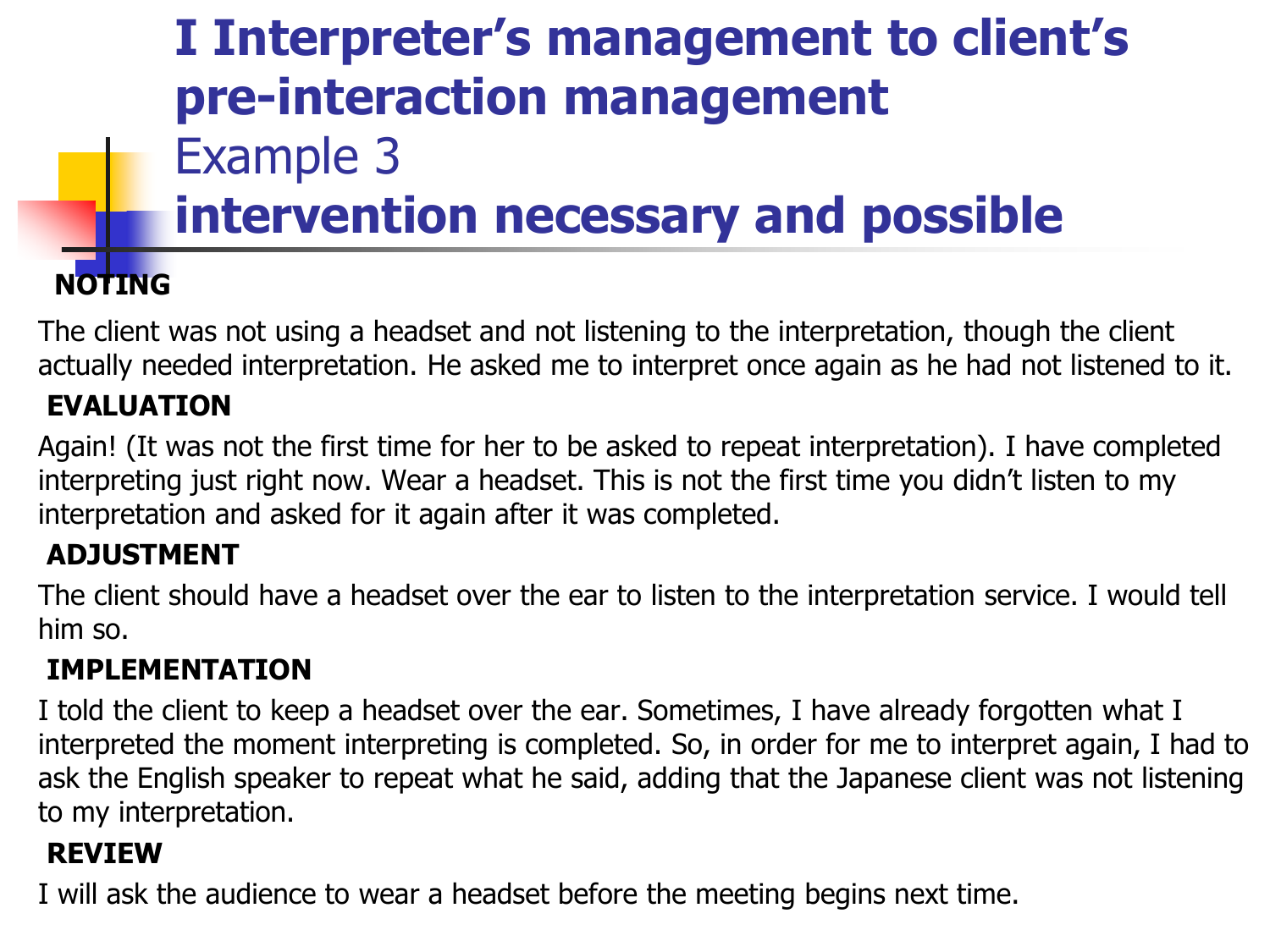# I Interpreter's management to client's pre-interaction management

## Example 3

## intervention necessary and possible

**NOTING**

The client was not using a headset and not listening to the interpretation, though the client actually needed interpretation. He asked me to interpret once again as he had not listened to it.

**EVALUATION**

Again! (It was not the first time for her to be asked to repeat interpretation). I have completed interpreting just right now. Wear a headset. This is not the first time you didn't listen to my interpretation and asked for it again after it was completed.

**ADJUSTMENT**

The client should have a headset over the ear to listen to the interpretation service. I would tell him so.

**IMPLEMENTATION**

I told the client to keep a headset over the ear. Sometimes, I have already forgotten what I interpreted the moment interpreting is completed. So, in order for me to interpret again, I had to ask the English speaker to repeat what he said, adding that the Japanese client was not listening to my interpretation.

**REVIEW**

I will ask the audience to wear a headset before the meeting begins next time.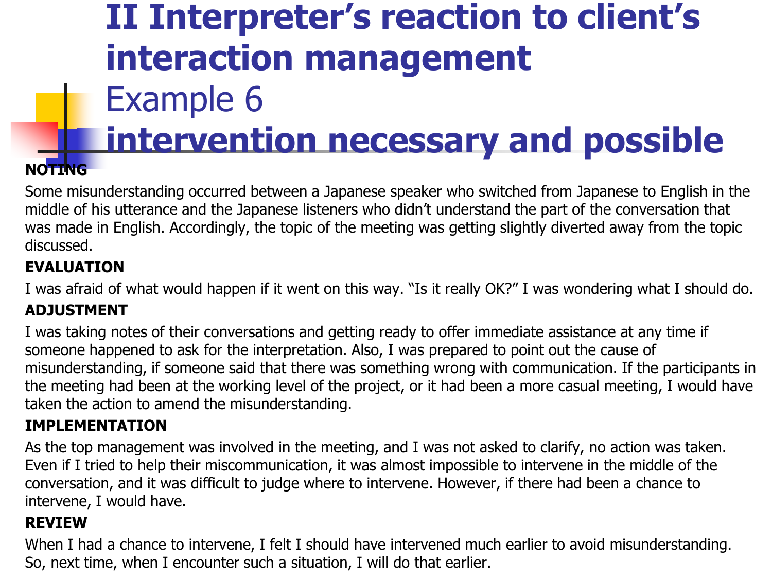# II Interpreter's reaction to client's interaction management

## Example 6

## intervention necessary and possible

**NOTING**

Some misunderstanding occurred between a Japanese speaker who switched from Japanese to English in the middle of his utterance and the Japanese listeners who didn't understand the part of the conversation that was made in English. Accordingly, the topic of the meeting was getting slightly diverted away from the topic discussed.

**EVALUATION**

I was afraid of what would happen if it went on this way. "Is it really OK?" I was wondering what I should do.

**ADJUSTMENT**

I was taking notes of their conversations and getting ready to offer immediate assistance at any time if someone happened to ask for the interpretation. Also, I was prepared to point out the cause of misunderstanding, if someone said that there was something wrong with communication. If the participants in the meeting had been at the working level of the project, or it had been a more casual meeting, I would have taken the action to amend the misunderstanding.

**IMPLEMENTATION**

As the top management was involved in the meeting, and I was not asked to clarify, no action was taken. Even if I tried to help their miscommunication, it was almost impossible to intervene in the middle of the conversation, and it was difficult to judge where to intervene. However, if there had been a chance to intervene, I would have.

**REVIEW**

When I had a chance to intervene, I felt I should have intervened much earlier to avoid misunderstanding. So, next time, when I encounter such a situation, I will do that earlier.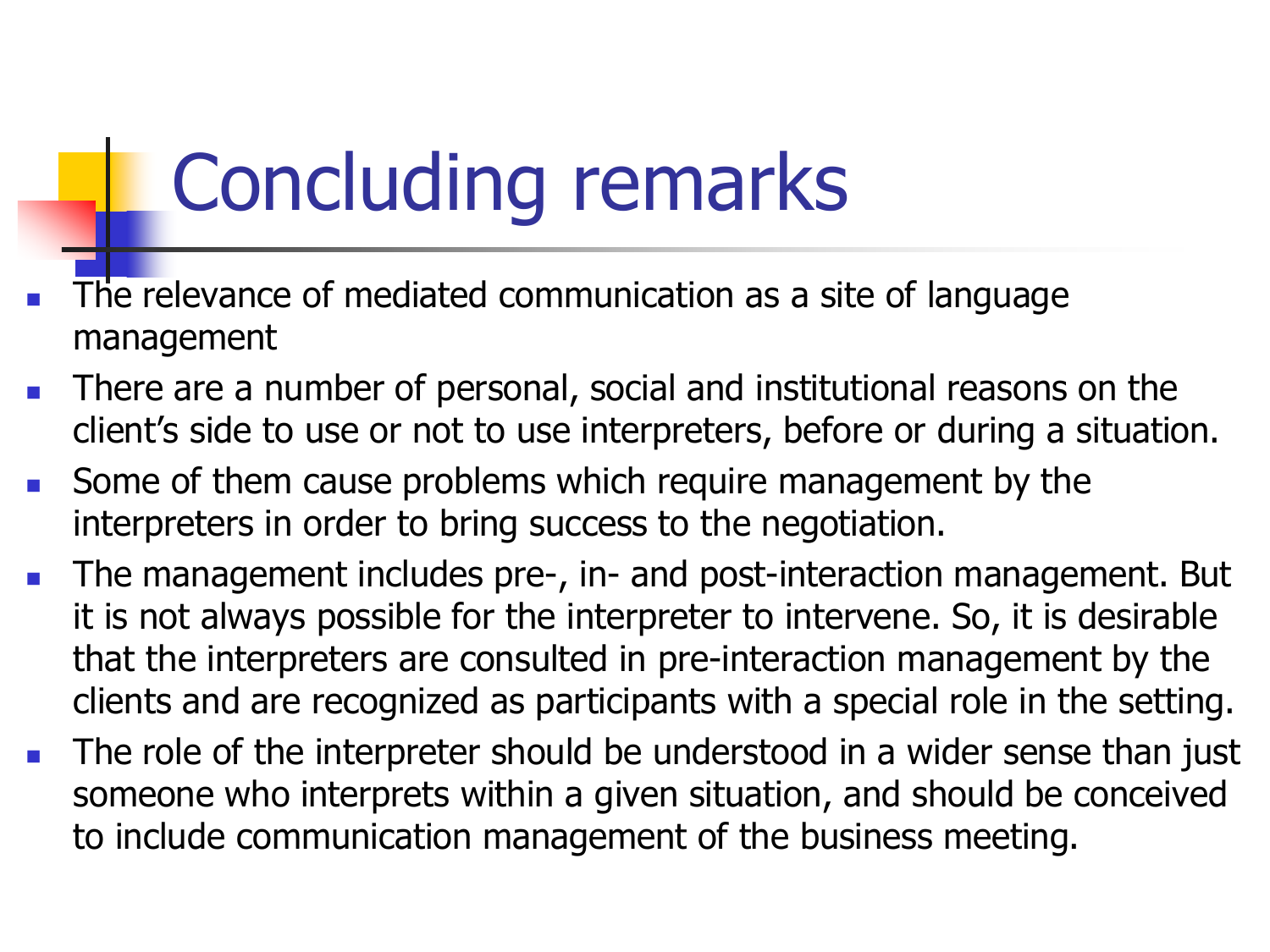# Concluding remarks

- The relevance of mediated communication as a site of language management
- There are a number of personal, social and institutional reasons on the client's side to use or not to use interpreters, before or during a situation.
- Some of them cause problems which require management by the interpreters in order to bring success to the negotiation.
- The management includes pre-, in- and post-interaction management. But it is not always possible for the interpreter to intervene. So, it is desirable that the interpreters are consulted in pre-interaction management by the clients and are recognized as participants with a special role in the setting.
- The role of the interpreter should be understood in a wider sense than just someone who interprets within a given situation, and should be conceived to include communication management of the business meeting.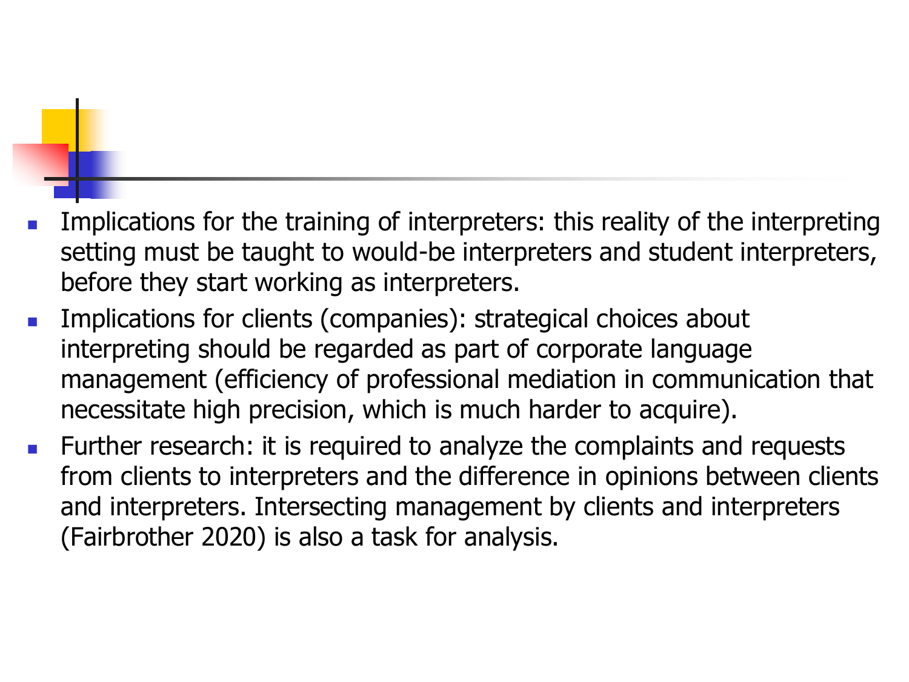- Implications for the training of interpreters: this reality of the interpreting setting must be taught to would-be interpreters and student interpreters, before they start working as interpreters.
- Implications for clients (companies): strategical choices about interpreting should be regarded as part of corporate language management (efficiency of professional mediation in communication that necessitate high precision, which is much harder to acquire).
- Further research: it is required to analyze the complaints and requests from clients to interpreters and the difference in opinions between clients and interpreters. Intersecting management by clients and interpreters (Fairbrother 2020) is also a task for analysis.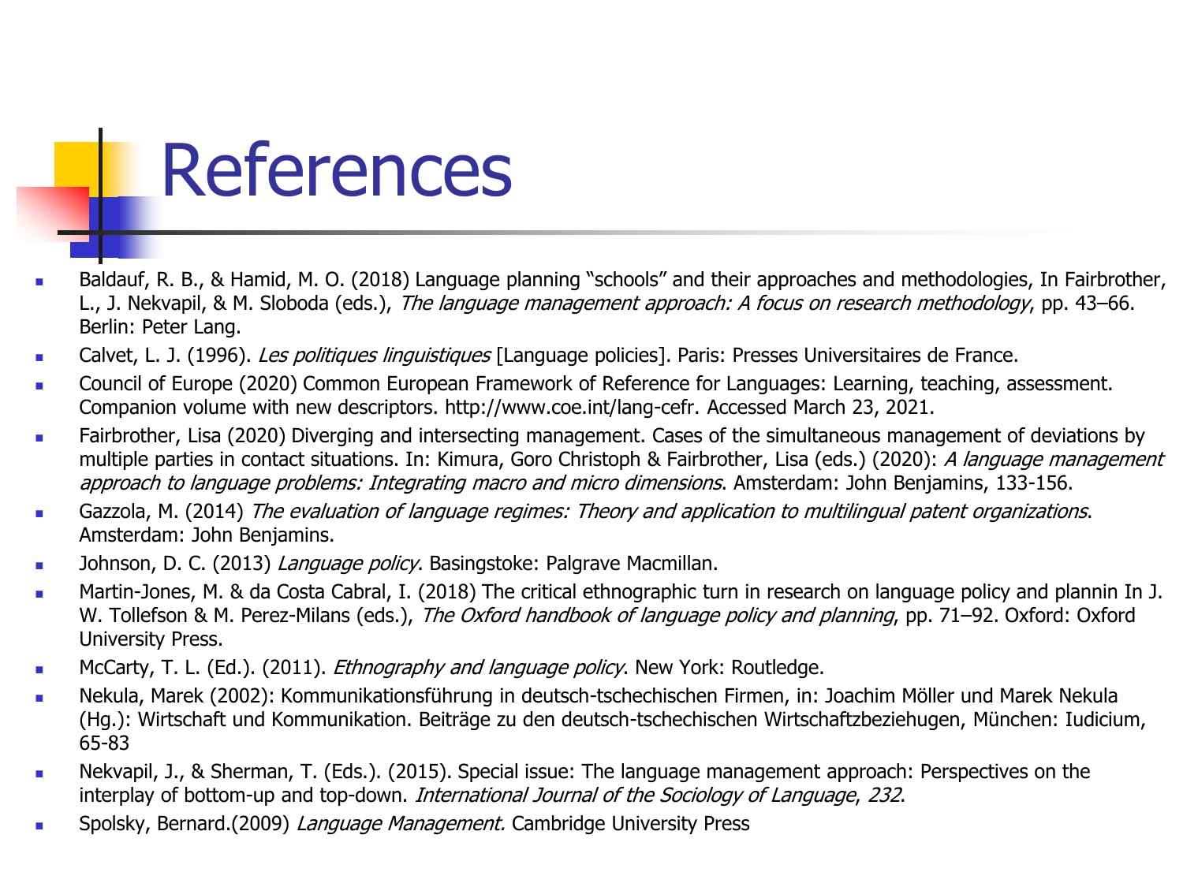# References

- Baldauf, R. B., & Hamid, M. O. (2018) Language planning “schools” and their approaches and methodologies, In Fairbrother, L., J. Nekvapil, & M. Sloboda (eds.), *The language management approach: A focus on research methodology*, pp. 43–66. Berlin: Peter Lang.
- Calvet, L. J. (1996). *Les politiques linguistiques* [Language policies]. Paris: Presses Universitaires de France.
- Council of Europe (2020) Common European Framework of Reference for Languages: Learning, teaching, assessment. Companion volume with new descriptors. http://www.coe.int/lang-cefr. Accessed March 23, 2021.
- Fairbrother, Lisa (2020) Diverging and intersecting management. Cases of the simultaneous management of deviations by multiple parties in contact situations. In: Kimura, Goro Christoph & Fairbrother, Lisa (eds.) (2020): *A language management approach to language problems: Integrating macro and micro dimensions*. Amsterdam: John Benjamins, 133-156.
- Gazzola, M. (2014) *The evaluation of language regimes: Theory and application to multilingual patent organizations*. Amsterdam: John Benjamins.
- Johnson, D. C. (2013) *Language policy*. Basingstoke: Palgrave Macmillan.
- Martin-Jones, M. & da Costa Cabral, I. (2018) The critical ethnographic turn in research on language policy and plannin In J. W. Tollefson & M. Perez-Milans (eds.), *The Oxford handbook of language policy and planning*, pp. 71–92. Oxford: Oxford University Press.
- McCarty, T. L. (Ed.). (2011). *Ethnography and language policy*. New York: Routledge.
- Nekula, Marek (2002): Kommunikationsführung in deutsch-tschechischen Firmen, in: Joachim Möller und Marek Nekula (Hg.): Wirtschaft und Kommunikation. Beiträge zu den deutsch-tschechischen Wirtschaftzbeziehugen, München: Iudicium, 65-83
- Nekvapil, J., & Sherman, T. (Eds.). (2015). Special issue: The language management approach: Perspectives on the interplay of bottom-up and top-down. *International Journal of the Sociology of Language*, *232*.
- Spolsky, Bernard.(2009) *Language Management.* Cambridge University Press